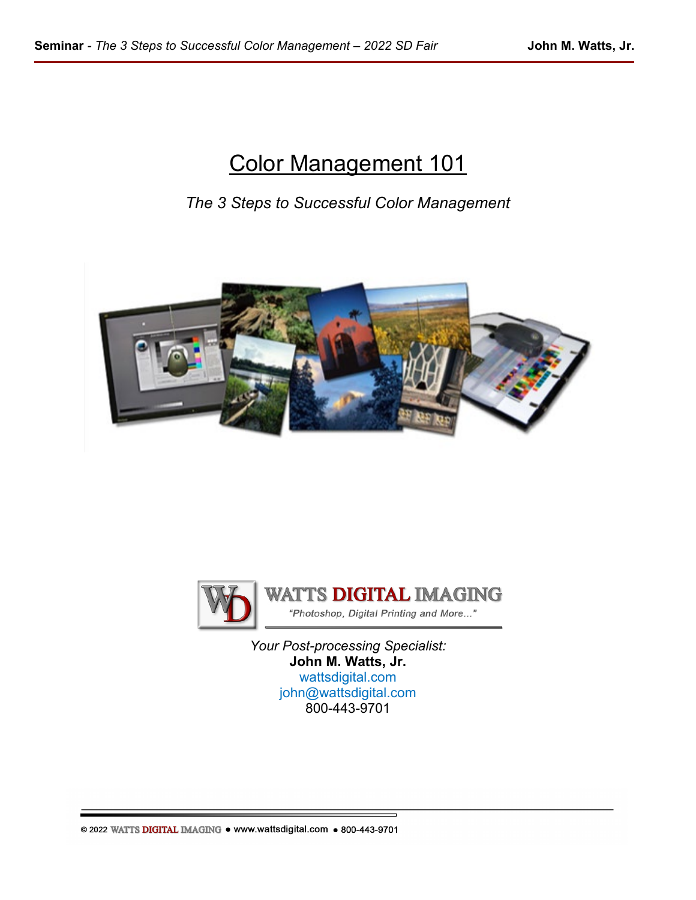# Color Management 101

*The 3 Steps to Successful Color Management*

WATTS DIGITAL IMAGING

*"Photoshop, Digital Printing and More..."*

*Your Post-processing Specialist:*
**John M. Watts, Jr.**
wattsdigital.com
john@wattsdigital.com
800-443-9701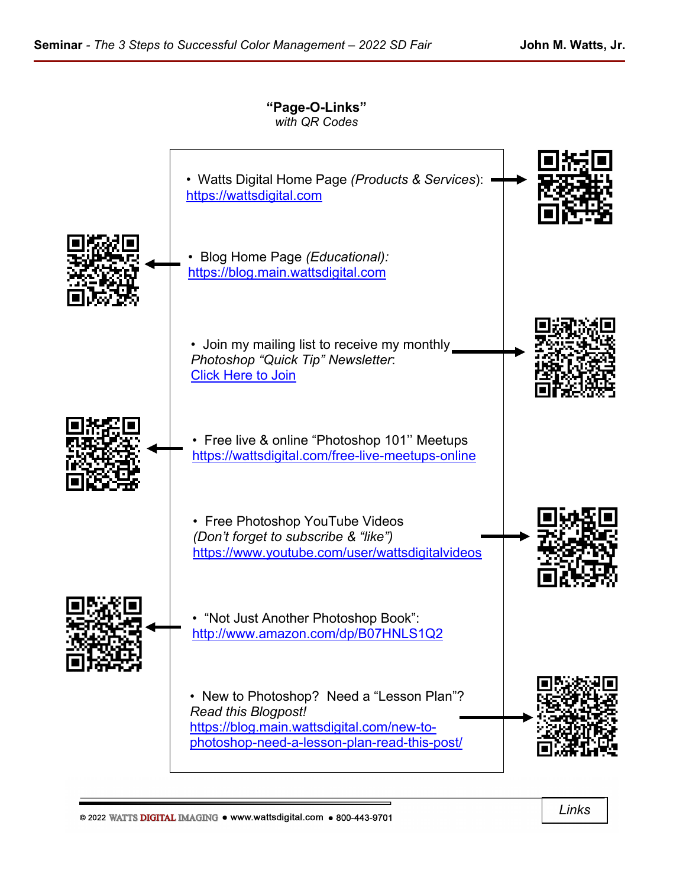## "Page-O-Links"

*with QR Codes*

- Watts Digital Home Page *(Products & Services)*: https://wattsdigital.com

- Blog Home Page *(Educational):* https://blog.main.wattsdigital.com

- Join my mailing list to receive my monthly *Photoshop "Quick Tip" Newsletter*: Click Here to Join

- Free live & online "Photoshop 101" Meetups https://wattsdigital.com/free-live-meetups-online

- Free Photoshop YouTube Videos *(Don't forget to subscribe & "like")* https://www.youtube.com/user/wattsdigitalvideos

- "Not Just Another Photoshop Book": http://www.amazon.com/dp/B07HNLS1Q2

- New to Photoshop? Need a "Lesson Plan"? *Read this Blogpost!* https://blog.main.wattsdigital.com/new-to-photoshop-need-a-lesson-plan-read-this-post/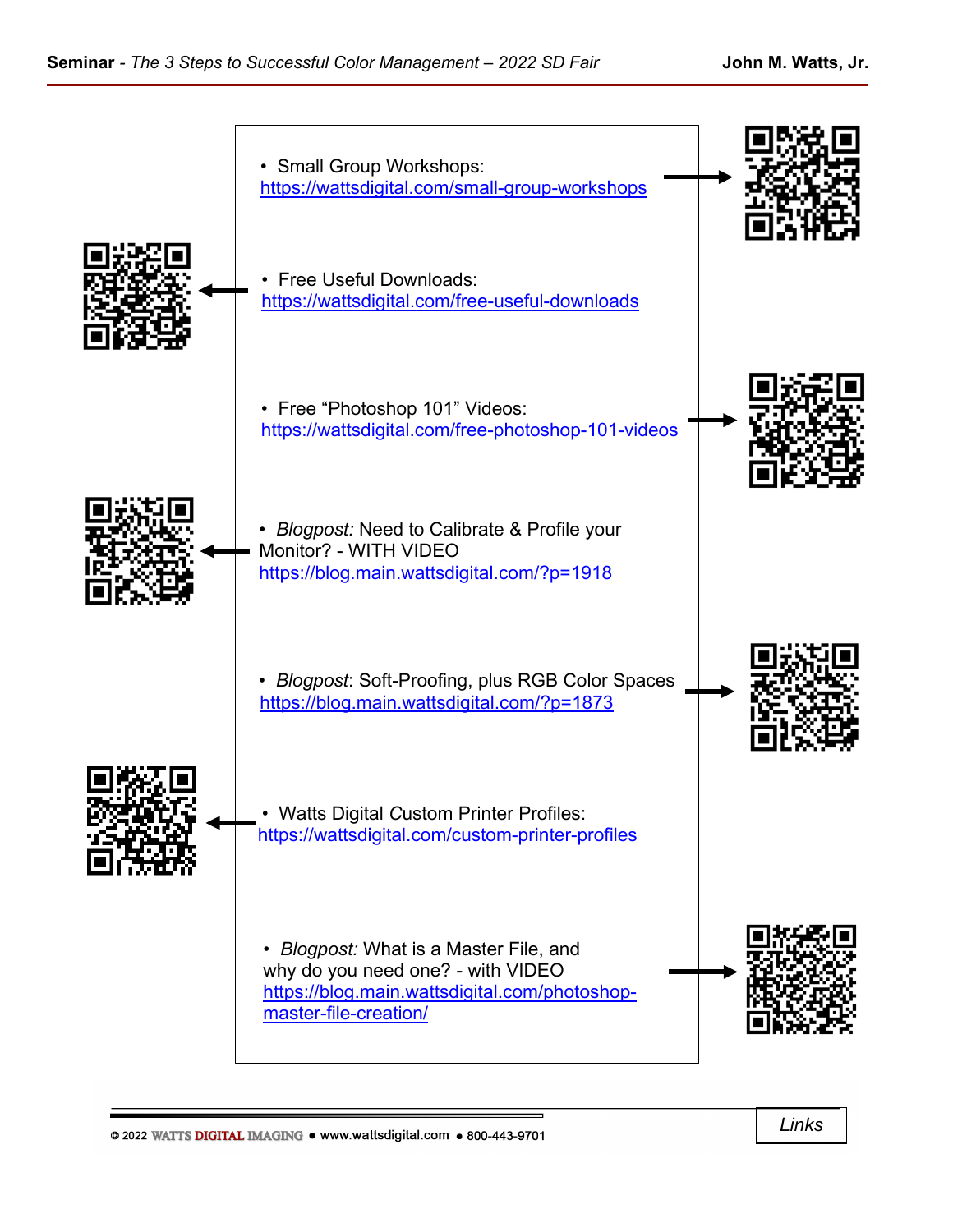- Small Group Workshops:
  https://wattsdigital.com/small-group-workshops

- Free Useful Downloads:
  https://wattsdigital.com/free-useful-downloads

- Free "Photoshop 101" Videos:
  https://wattsdigital.com/free-photoshop-101-videos

- *Blogpost:* Need to Calibrate & Profile your Monitor? - WITH VIDEO
  https://blog.main.wattsdigital.com/?p=1918

- *Blogpost*: Soft-Proofing, plus RGB Color Spaces
  https://blog.main.wattsdigital.com/?p=1873

- Watts Digital *C*ustom Printer Profiles:
  https://wattsdigital.com/custom-printer-profiles

- *Blogpost:* What is a Master File, and why do you need one? - with VIDEO
  https://blog.main.wattsdigital.com/photoshop-master-file-creation/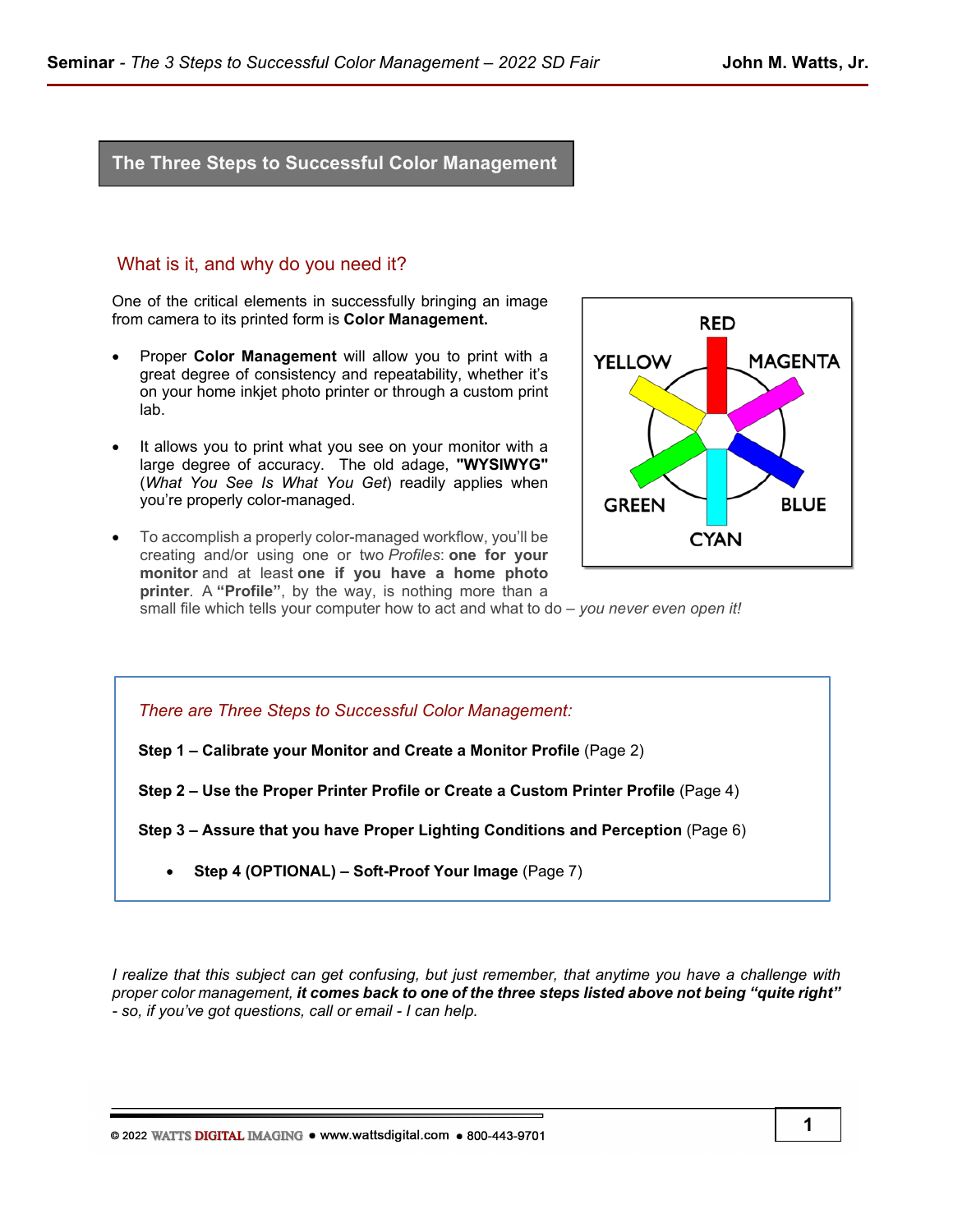## The Three Steps to Successful Color Management

### What is it, and why do you need it?

One of the critical elements in successfully bringing an image from camera to its printed form is **Color Management.**

- Proper **Color Management** will allow you to print with a great degree of consistency and repeatability, whether it's on your home inkjet photo printer or through a custom print lab.

- It allows you to print what you see on your monitor with a large degree of accuracy. The old adage, **"WYSIWYG"** (*What You See Is What You Get*) readily applies when you're properly color-managed.

- To accomplish a properly color-managed workflow, you'll be creating and/or using one or two *Profiles*: **one for your monitor** and at least **one if you have a home photo printer**. A **"Profile"**, by the way, is nothing more than a small file which tells your computer how to act and what to do – *you never even open it!*

RED, MAGENTA, BLUE, CYAN, GREEN, YELLOW

*There are Three Steps to Successful Color Management:*

**Step 1 – Calibrate your Monitor and Create a Monitor Profile** (Page 2)

**Step 2 – Use the Proper Printer Profile or Create a Custom Printer Profile** (Page 4)

**Step 3 – Assure that you have Proper Lighting Conditions and Perception** (Page 6)

- **Step 4 (OPTIONAL) – Soft-Proof Your Image** (Page 7)

*I realize that this subject can get confusing, but just remember, that anytime you have a challenge with proper color management,* ***it comes back to one of the three steps listed above not being "quite right"*** *- so, if you've got questions, call or email - I can help.*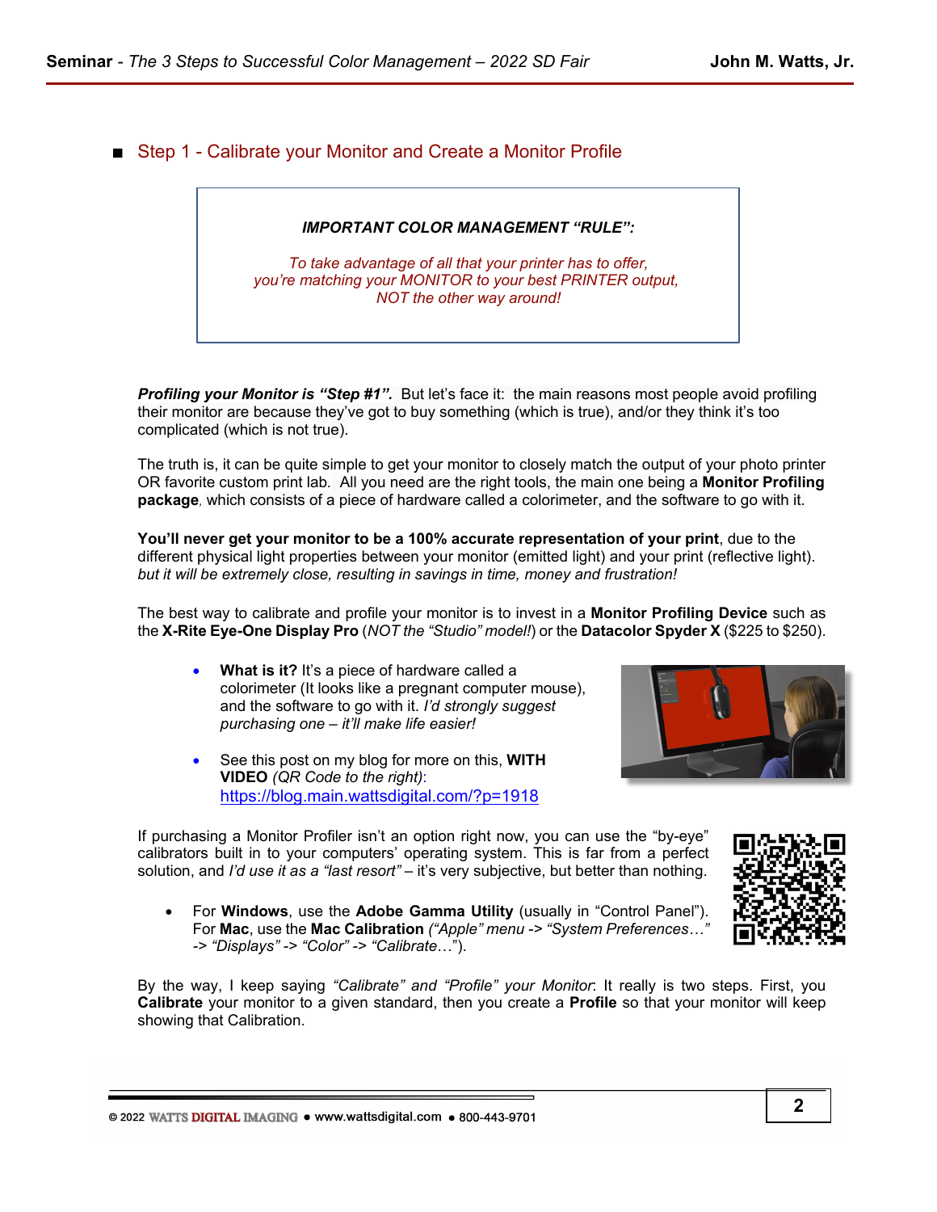## ■ Step 1 - Calibrate your Monitor and Create a Monitor Profile

> ***IMPORTANT COLOR MANAGEMENT "RULE":***
>
> *To take advantage of all that your printer has to offer, you're matching your MONITOR to your best PRINTER output, NOT the other way around!*

***Profiling your Monitor is "Step #1".*** But let's face it: the main reasons most people avoid profiling their monitor are because they've got to buy something (which is true), and/or they think it's too complicated (which is not true).

The truth is, it can be quite simple to get your monitor to closely match the output of your photo printer OR favorite custom print lab. All you need are the right tools, the main one being a **Monitor Profiling package**, which consists of a piece of hardware called a colorimeter, and the software to go with it.

**You'll never get your monitor to be a 100% accurate representation of your print**, due to the different physical light properties between your monitor (emitted light) and your print (reflective light). *but it will be extremely close, resulting in savings in time, money and frustration!*

The best way to calibrate and profile your monitor is to invest in a **Monitor Profiling Device** such as the **X-Rite Eye-One Display Pro** (*NOT the "Studio" model!*) or the **Datacolor Spyder X** ($225 to $250).

- **What is it?** It's a piece of hardware called a colorimeter (It looks like a pregnant computer mouse), and the software to go with it. *I'd strongly suggest purchasing one – it'll make life easier!*
- See this post on my blog for more on this, **WITH VIDEO** *(QR Code to the right)*: https://blog.main.wattsdigital.com/?p=1918

If purchasing a Monitor Profiler isn't an option right now, you can use the "by-eye" calibrators built in to your computers' operating system. This is far from a perfect solution, and *I'd use it as a "last resort"* – it's very subjective, but better than nothing.

- For **Windows**, use the **Adobe Gamma Utility** (usually in "Control Panel"). For **Mac**, use the **Mac Calibration** *("Apple" menu -> "System Preferences…" -> "Displays" -> "Color" -> "Calibrate…")*.

By the way, I keep saying *"Calibrate" and "Profile" your Monitor*. It really is two steps. First, you **Calibrate** your monitor to a given standard, then you create a **Profile** so that your monitor will keep showing that Calibration.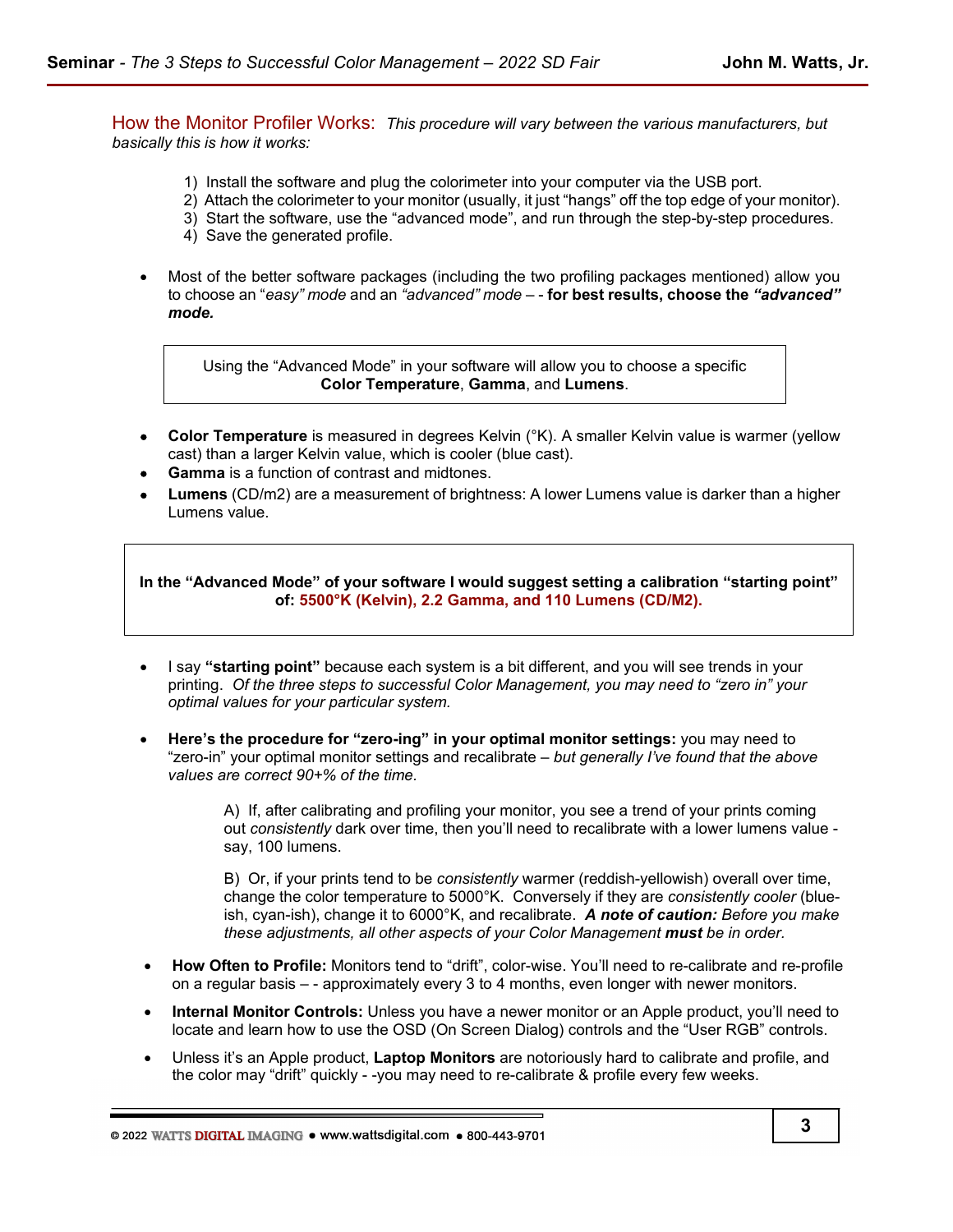## How the Monitor Profiler Works: *This procedure will vary between the various manufacturers, but basically this is how it works:*

1) Install the software and plug the colorimeter into your computer via the USB port.
2) Attach the colorimeter to your monitor (usually, it just "hangs" off the top edge of your monitor).
3) Start the software, use the "advanced mode", and run through the step-by-step procedures.
4) Save the generated profile.

- Most of the better software packages (including the two profiling packages mentioned) allow you to choose an "*easy" mode* and an *"advanced" mode* – - **for best results, choose the *"advanced" mode.***

> Using the "Advanced Mode" in your software will allow you to choose a specific **Color Temperature**, **Gamma**, and **Lumens**.

- **Color Temperature** is measured in degrees Kelvin (°K). A smaller Kelvin value is warmer (yellow cast) than a larger Kelvin value, which is cooler (blue cast).
- **Gamma** is a function of contrast and midtones.
- **Lumens** (CD/m2) are a measurement of brightness: A lower Lumens value is darker than a higher Lumens value.

> **In the "Advanced Mode" of your software I would suggest setting a calibration "starting point" of: 5500°K (Kelvin), 2.2 Gamma, and 110 Lumens (CD/M2).**

- I say **"starting point"** because each system is a bit different, and you will see trends in your printing. *Of the three steps to successful Color Management, you may need to "zero in" your optimal values for your particular system.*

- **Here's the procedure for "zero-ing" in your optimal monitor settings:** you may need to "zero-in" your optimal monitor settings and recalibrate – *but generally I've found that the above values are correct 90+% of the time.*

  A) If, after calibrating and profiling your monitor, you see a trend of your prints coming out *consistently* dark over time, then you'll need to recalibrate with a lower lumens value - say, 100 lumens.

  B) Or, if your prints tend to be *consistently* warmer (reddish-yellowish) overall over time, change the color temperature to 5000°K. Conversely if they are *consistently cooler* (blue-ish, cyan-ish), change it to 6000°K, and recalibrate. ***A note of caution:** Before you make these adjustments, all other aspects of your Color Management **must** be in order.*

- **How Often to Profile:** Monitors tend to "drift", color-wise. You'll need to re-calibrate and re-profile on a regular basis – - approximately every 3 to 4 months, even longer with newer monitors.
- **Internal Monitor Controls:** Unless you have a newer monitor or an Apple product, you'll need to locate and learn how to use the OSD (On Screen Dialog) controls and the "User RGB" controls.
- Unless it's an Apple product, **Laptop Monitors** are notoriously hard to calibrate and profile, and the color may "drift" quickly - -you may need to re-calibrate & profile every few weeks.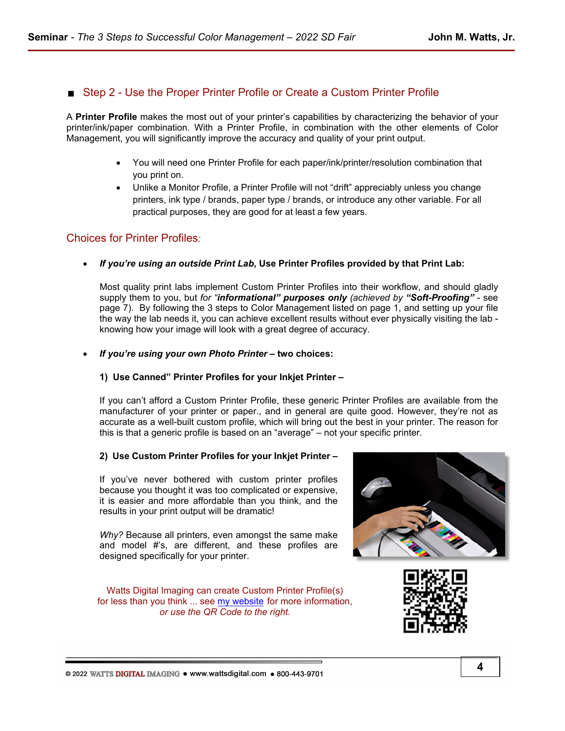## ■ Step 2 - Use the Proper Printer Profile or Create a Custom Printer Profile

A **Printer Profile** makes the most out of your printer's capabilities by characterizing the behavior of your printer/ink/paper combination. With a Printer Profile, in combination with the other elements of Color Management, you will significantly improve the accuracy and quality of your print output.

- You will need one Printer Profile for each paper/ink/printer/resolution combination that you print on.
- Unlike a Monitor Profile, a Printer Profile will not "drift" appreciably unless you change printers, ink type / brands, paper type / brands, or introduce any other variable. For all practical purposes, they are good for at least a few years.

### Choices for Printer Profiles*:*

- ***If you're using an outside Print Lab*, Use Printer Profiles provided by that Print Lab:**

  Most quality print labs implement Custom Printer Profiles into their workflow, and should gladly supply them to you, but *for "**informational" purposes only** (achieved by **"Soft-Proofing"*** - see page 7). By following the 3 steps to Color Management listed on page 1, and setting up your file the way the lab needs it, you can achieve excellent results without ever physically visiting the lab - knowing how your image will look with a great degree of accuracy.

- ***If you're using your own Photo Printer* – two choices:**

  **1) Use Canned" Printer Profiles for your Inkjet Printer –**

  If you can't afford a Custom Printer Profile, these generic Printer Profiles are available from the manufacturer of your printer or paper., and in general are quite good. However, they're not as accurate as a well-built custom profile, which will bring out the best in your printer. The reason for this is that a generic profile is based on an "average" – not your specific printer.

  **2) Use Custom Printer Profiles for your Inkjet Printer –**

  If you've never bothered with custom printer profiles because you thought it was too complicated or expensive, it is easier and more affordable than you think, and the results in your print output will be dramatic!

  *Why?* Because all printers, even amongst the same make and model #'s, are different, and these profiles are designed specifically for your printer.

  Watts Digital Imaging can create Custom Printer Profile(s) for less than you think ... see my website for more information, *or use the QR Code to the right.*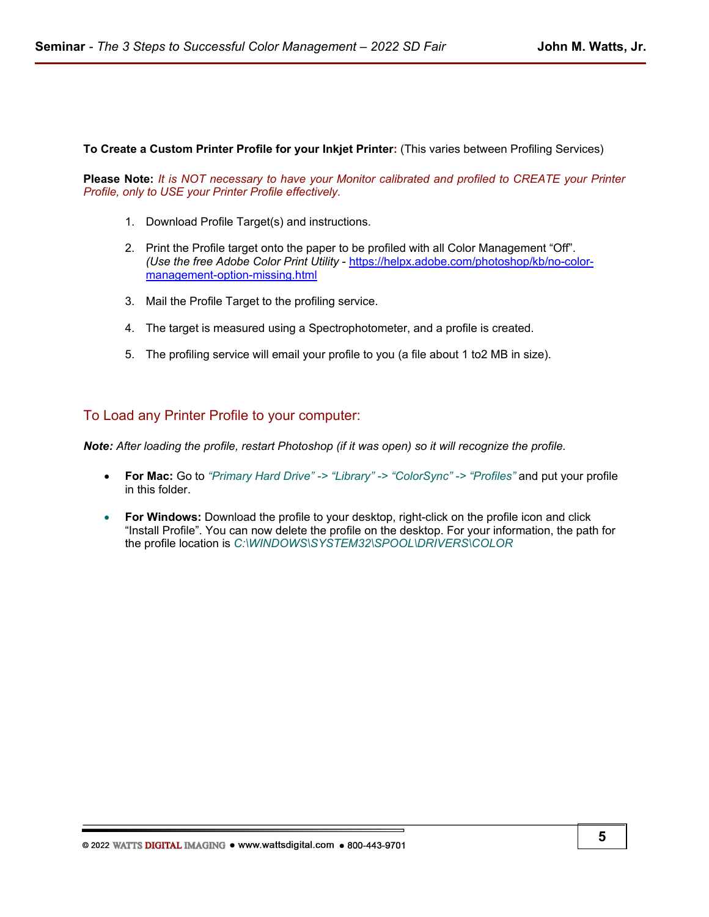**To Create a Custom Printer Profile for your Inkjet Printer:** (This varies between Profiling Services)

**Please Note:** *It is NOT necessary to have your Monitor calibrated and profiled to CREATE your Printer Profile, only to USE your Printer Profile effectively.*

1. Download Profile Target(s) and instructions.

2. Print the Profile target onto the paper to be profiled with all Color Management "Off". *(Use the free Adobe Color Print Utility* - [https://helpx.adobe.com/photoshop/kb/no-color-management-option-missing.html](https://helpx.adobe.com/photoshop/kb/no-color-management-option-missing.html)

3. Mail the Profile Target to the profiling service.

4. The target is measured using a Spectrophotometer, and a profile is created.

5. The profiling service will email your profile to you (a file about 1 to2 MB in size).

## To Load any Printer Profile to your computer:

***Note:*** *After loading the profile, restart Photoshop (if it was open) so it will recognize the profile.*

- **For Mac:** Go to *"Primary Hard Drive" -> "Library" -> "ColorSync" -> "Profiles"* and put your profile in this folder.

- **For Windows:** Download the profile to your desktop, right-click on the profile icon and click "Install Profile". You can now delete the profile on the desktop. For your information, the path for the profile location is *C:\WINDOWS\SYSTEM32\SPOOL\DRIVERS\COLOR*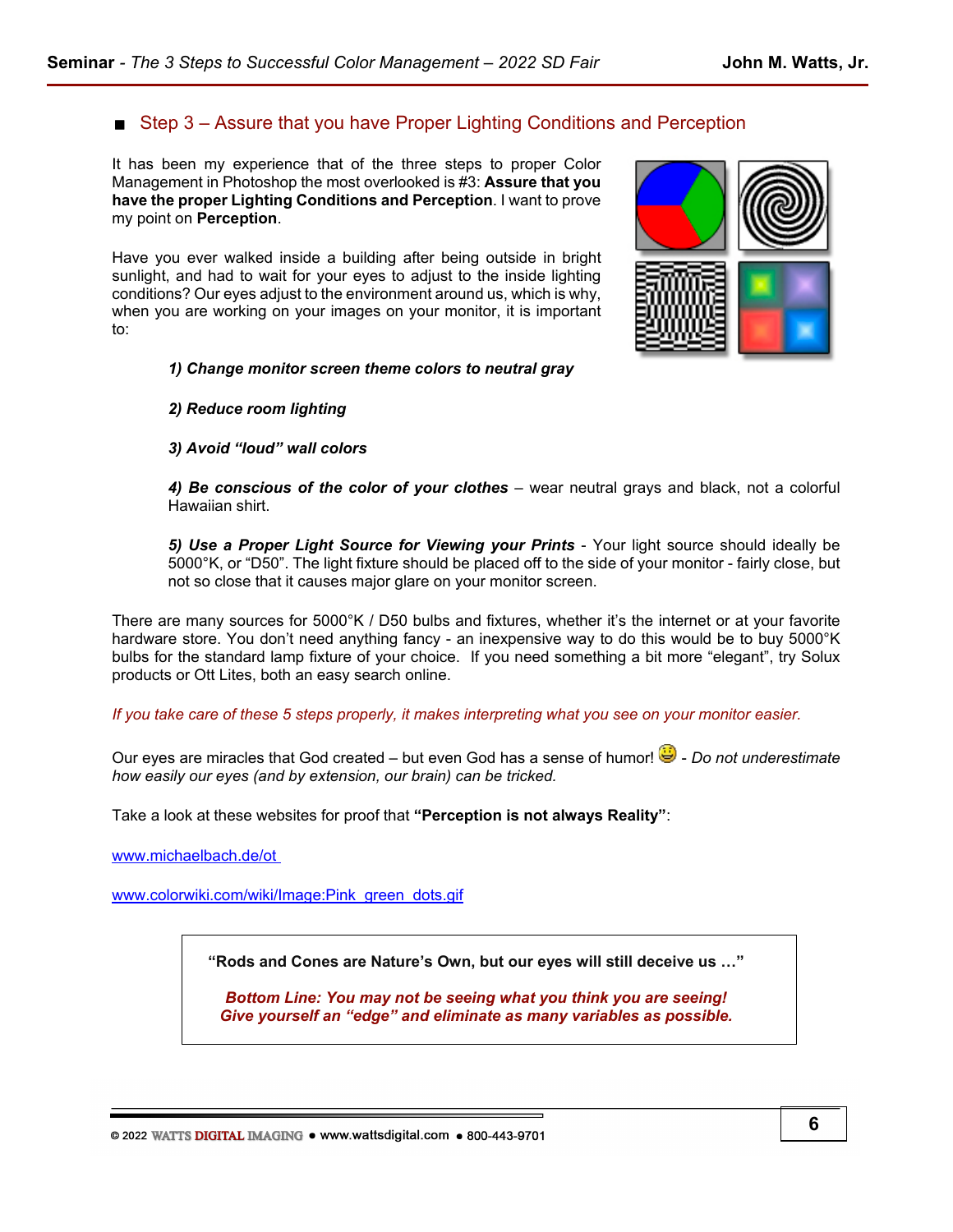## ■ Step 3 – Assure that you have Proper Lighting Conditions and Perception

It has been my experience that of the three steps to proper Color Management in Photoshop the most overlooked is #3: **Assure that you have the proper Lighting Conditions and Perception**. I want to prove my point on **Perception**.

Have you ever walked inside a building after being outside in bright sunlight, and had to wait for your eyes to adjust to the inside lighting conditions? Our eyes adjust to the environment around us, which is why, when you are working on your images on your monitor, it is important to:

***1) Change monitor screen theme colors to neutral gray***

***2) Reduce room lighting***

***3) Avoid "loud" wall colors***

***4) Be conscious of the color of your clothes*** – wear neutral grays and black, not a colorful Hawaiian shirt.

***5) Use a Proper Light Source for Viewing your Prints*** - Your light source should ideally be 5000°K, or "D50". The light fixture should be placed off to the side of your monitor - fairly close, but not so close that it causes major glare on your monitor screen.

There are many sources for 5000°K / D50 bulbs and fixtures, whether it's the internet or at your favorite hardware store. You don't need anything fancy - an inexpensive way to do this would be to buy 5000°K bulbs for the standard lamp fixture of your choice. If you need something a bit more "elegant", try Solux products or Ott Lites, both an easy search online.

*If you take care of these 5 steps properly, it makes interpreting what you see on your monitor easier.*

Our eyes are miracles that God created – but even God has a sense of humor! 😃 - *Do not underestimate how easily our eyes (and by extension, our brain) can be tricked.*

Take a look at these websites for proof that **"Perception is not always Reality"**:

www.michaelbach.de/ot

www.colorwiki.com/wiki/Image:Pink_green_dots.gif

> **"Rods and Cones are Nature's Own, but our eyes will still deceive us …"**
>
> ***Bottom Line: You may not be seeing what you think you are seeing! Give yourself an "edge" and eliminate as many variables as possible.***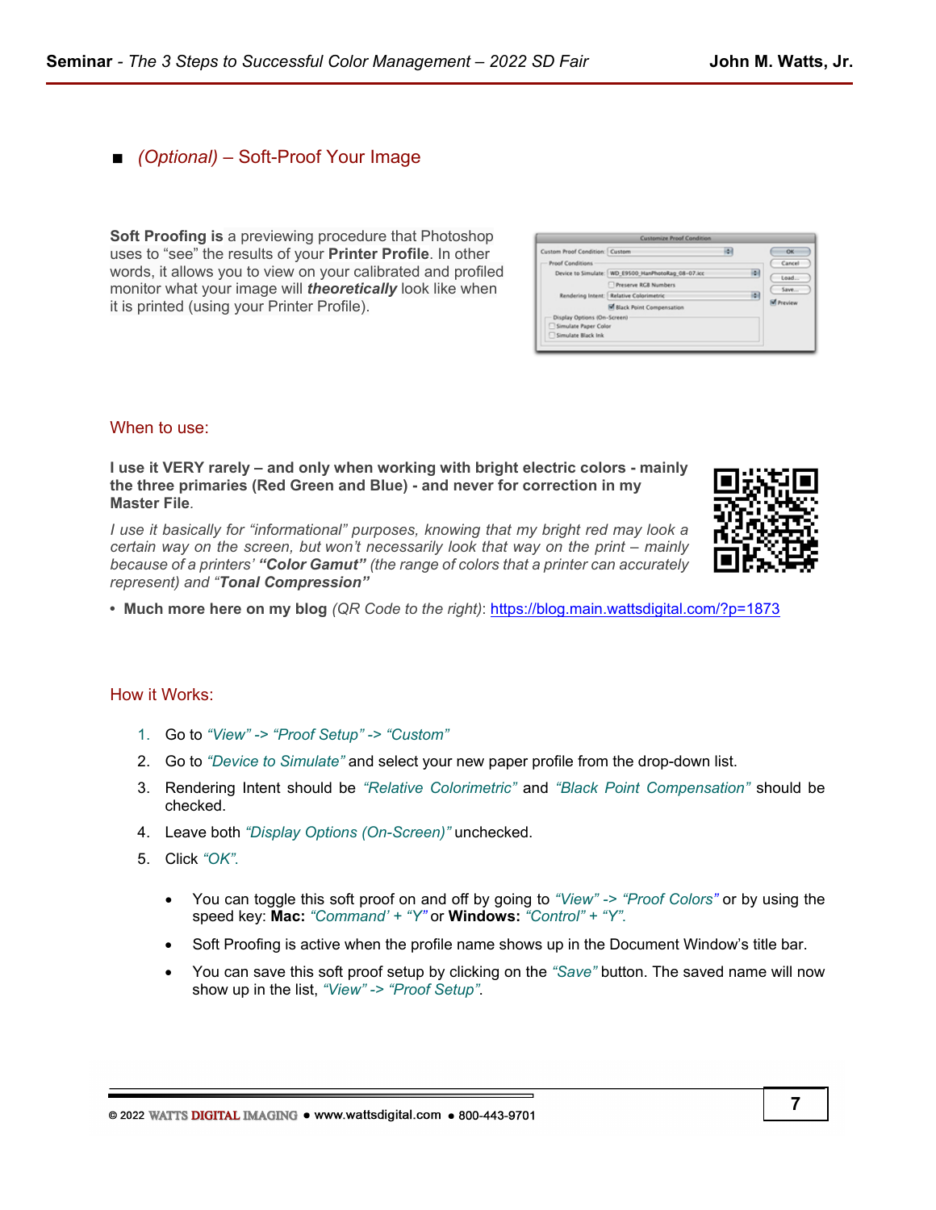## ■ *(Optional)* – Soft-Proof Your Image

**Soft Proofing is** a previewing procedure that Photoshop uses to "see" the results of your **Printer Profile**. In other words, it allows you to view on your calibrated and profiled monitor what your image will ***theoretically*** look like when it is printed (using your Printer Profile).

### When to use:

**I use it VERY rarely – and only when working with bright electric colors - mainly the three primaries (Red Green and Blue) - and never for correction in my Master File**.

*I use it basically for "informational" purposes, knowing that my bright red may look a certain way on the screen, but won't necessarily look that way on the print – mainly because of a printers' **"Color Gamut"** (the range of colors that a printer can accurately represent) and "**Tonal Compression"***

- **Much more here on my blog** *(QR Code to the right)*: https://blog.main.wattsdigital.com/?p=1873

### How it Works:

1. Go to *"View" -> "Proof Setup" -> "Custom"*
2. Go to *"Device to Simulate"* and select your new paper profile from the drop-down list.
3. Rendering Intent should be *"Relative Colorimetric"* and *"Black Point Compensation"* should be checked.
4. Leave both *"Display Options (On-Screen)"* unchecked.
5. Click *"OK"*.

- You can toggle this soft proof on and off by going to *"View" -> "Proof Colors"* or by using the speed key: **Mac:** *"Command' + "Y"* or **Windows:** *"Control" + "Y"*.
- Soft Proofing is active when the profile name shows up in the Document Window's title bar.
- You can save this soft proof setup by clicking on the *"Save"* button. The saved name will now show up in the list, *"View" -> "Proof Setup"*.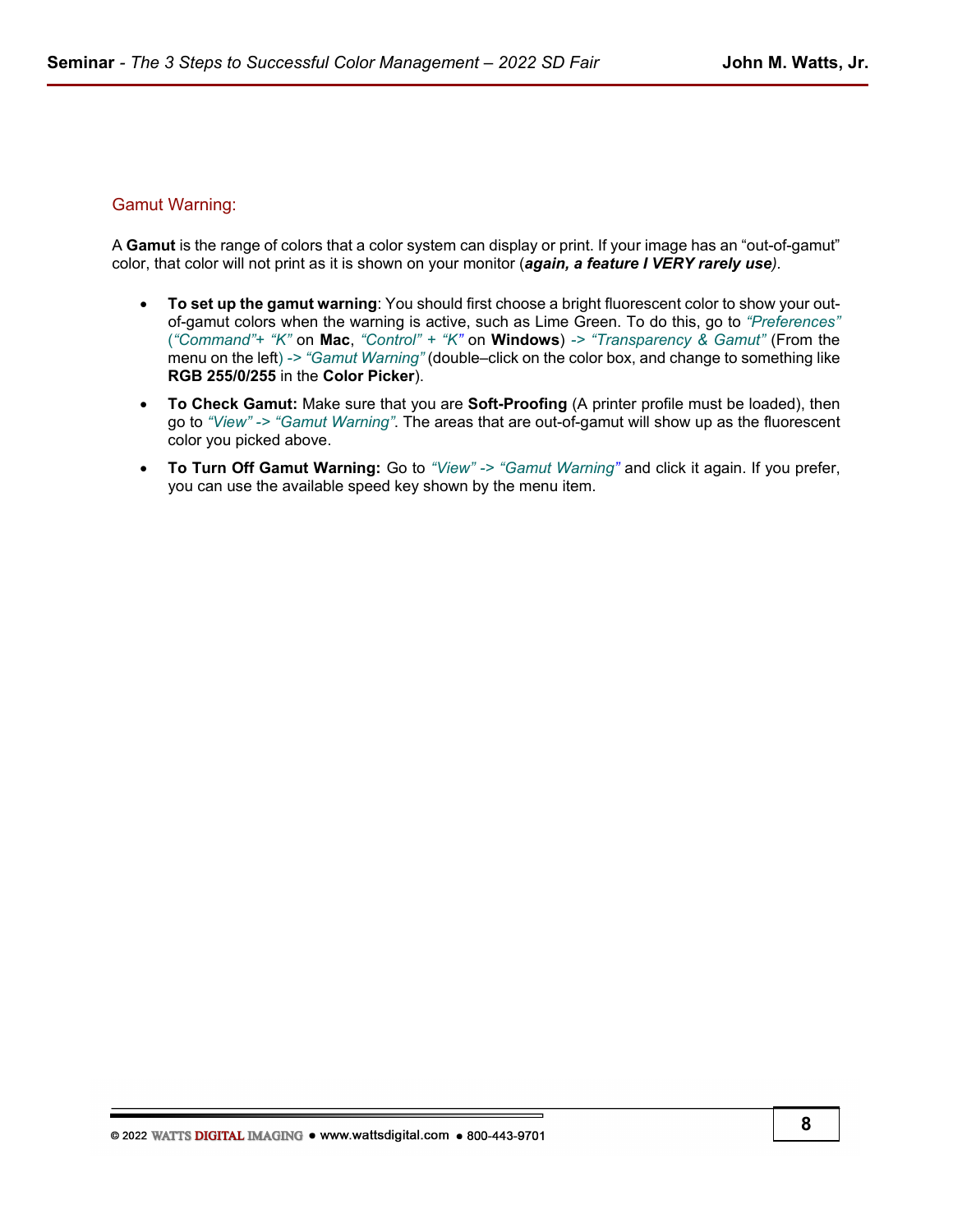## Gamut Warning:

A **Gamut** is the range of colors that a color system can display or print. If your image has an "out-of-gamut" color, that color will not print as it is shown on your monitor (***again, a feature I VERY rarely use***).

- **To set up the gamut warning**: You should first choose a bright fluorescent color to show your out-of-gamut colors when the warning is active, such as Lime Green. To do this, go to *"Preferences"* (*"Command"+ "K"* on **Mac**, *"Control" + "K"* on **Windows**) *-> "Transparency & Gamut"* (From the menu on the left) *-> "Gamut Warning"* (double–click on the color box, and change to something like **RGB 255/0/255** in the **Color Picker**).
- **To Check Gamut:** Make sure that you are **Soft-Proofing** (A printer profile must be loaded), then go to *"View" -> "Gamut Warning"*. The areas that are out-of-gamut will show up as the fluorescent color you picked above.
- **To Turn Off Gamut Warning:** Go to *"View" -> "Gamut Warning"* and click it again. If you prefer, you can use the available speed key shown by the menu item.